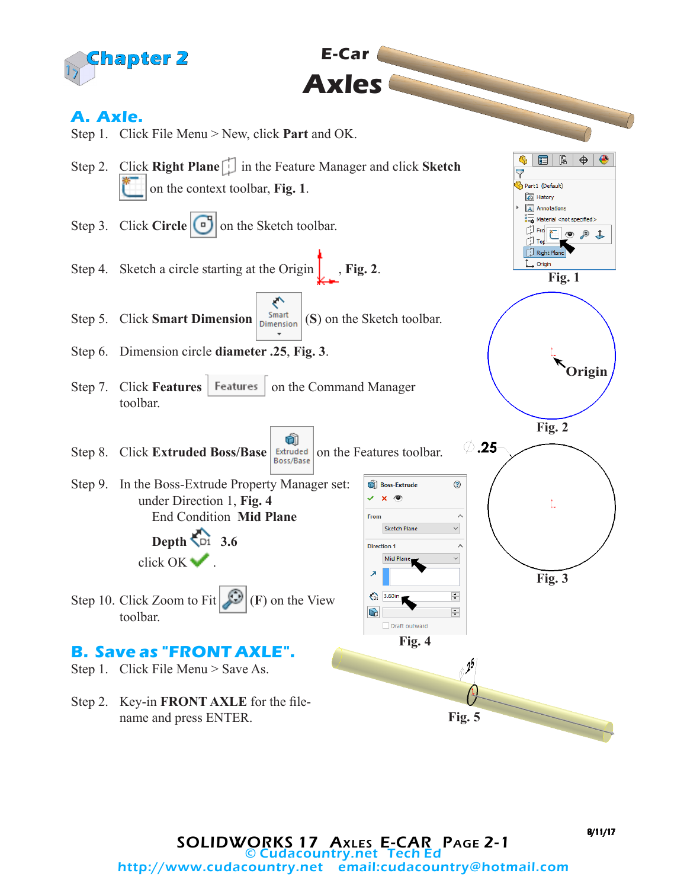# Chapter 2

# E-Car Axles

## A. Axle.

Step 1. Click File Menu > New, click **Part** and OK.

Step 2. Click **Right Plane** in the Feature Manager and click **Sketch** on the context toolbar, **Fig. 1**.

Step 3. Click **Circle** on the Sketch toolbar.

Step 4. Sketch a circle starting at the Origin, **Fig. 2**.

Step 5. Click **Smart Dimension** (**S**) on the Sketch toolbar.

Step 6. Dimension circle **diameter .25**, **Fig. 3**.

Step 7. Click **Features** on the Command Manager toolbar.

Step 8. Click **Extruded Boss/Base** on the Features toolbar.

Step 9. In the Boss-Extrude Property Manager set:
under Direction 1, **Fig. 4**
End Condition **Mid Plane**
**Depth** **3.6**
click OK.

Step 10. Click Zoom to Fit (**F**) on the View toolbar.

Fig. 1

Fig. 2

Fig. 3

Fig. 4

## B. Save as "FRONT AXLE".

Step 1. Click File Menu > Save As.

Step 2. Key-in **FRONT AXLE** for the file-name and press ENTER.

Fig. 5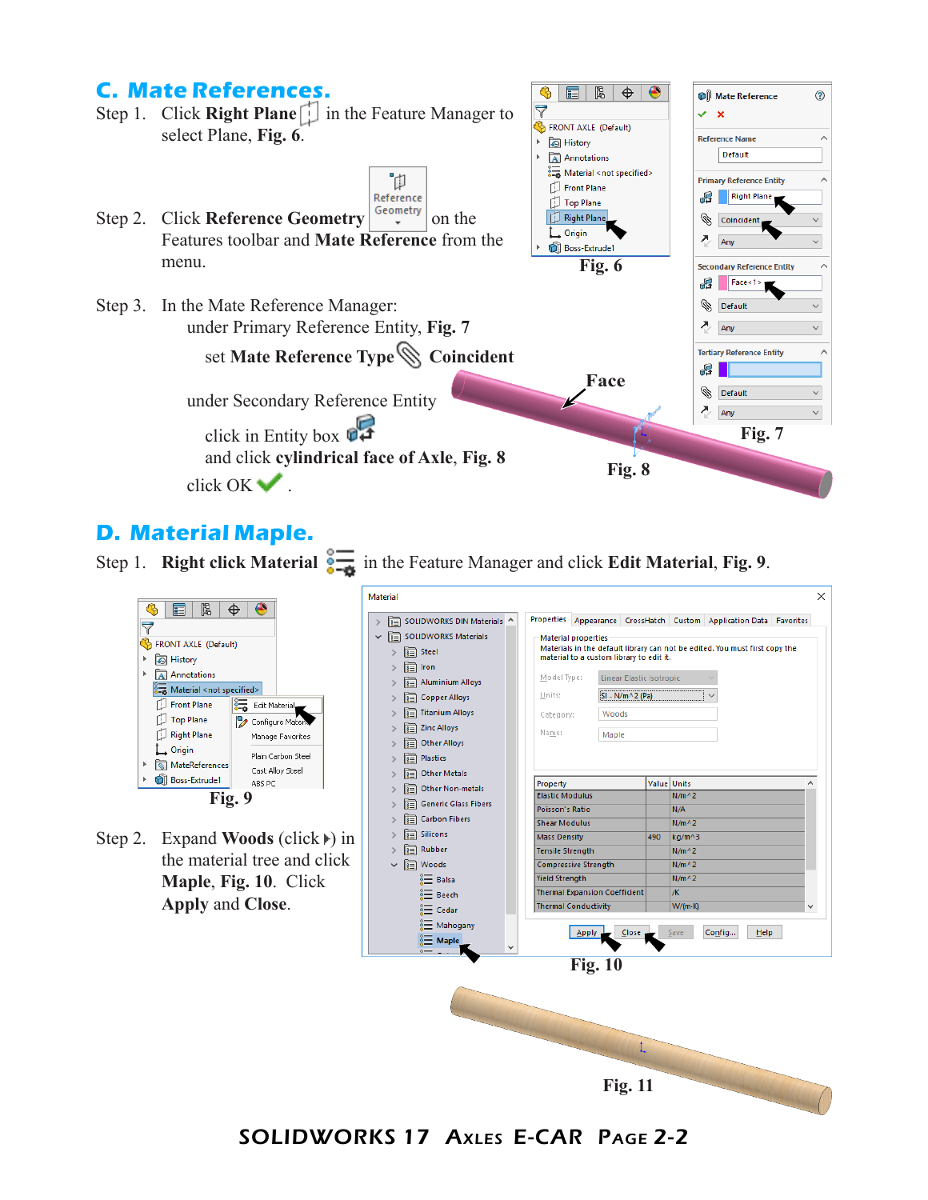## C. Mate References.

Step 1. Click **Right Plane** in the Feature Manager to select Plane, **Fig. 6**.

Step 2. Click **Reference Geometry** on the Features toolbar and **Mate Reference** from the menu.

Step 3. In the Mate Reference Manager:

under Primary Reference Entity, **Fig. 7**

set **Mate Reference Type** **Coincident**

under Secondary Reference Entity

click in Entity box

and click **cylindrical face of Axle**, **Fig. 8**

click OK .

Fig. 6

Fig. 7

Face

Fig. 8

## D. Material Maple.

Step 1. **Right click Material** in the Feature Manager and click **Edit Material**, **Fig. 9**.

Fig. 9

Step 2. Expand **Woods** (click ) in the material tree and click **Maple**, **Fig. 10**. Click **Apply** and **Close**.

Fig. 10

Fig. 11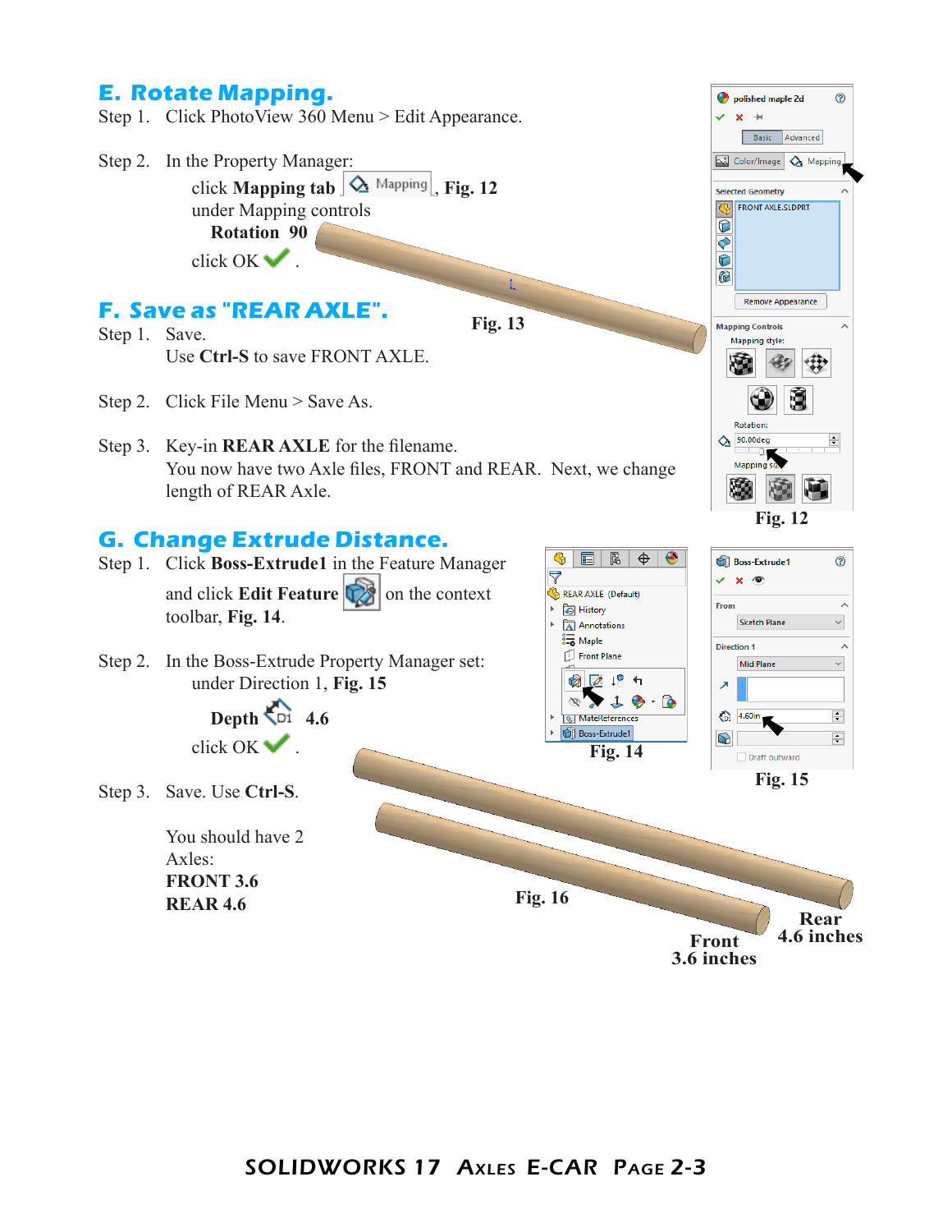## E. Rotate Mapping.

Step 1. Click PhotoView 360 Menu > Edit Appearance.

Step 2. In the Property Manager:

click **Mapping tab** Mapping, **Fig. 12**

under Mapping controls

**Rotation 90**

click OK.

**Fig. 13**

**Fig. 12**

## F. Save as "REAR AXLE".

Step 1. Save.

Use **Ctrl-S** to save FRONT AXLE.

Step 2. Click File Menu > Save As.

Step 3. Key-in **REAR AXLE** for the filename.

You now have two Axle files, FRONT and REAR. Next, we change length of REAR Axle.

## G. Change Extrude Distance.

Step 1. Click **Boss-Extrude1** in the Feature Manager and click **Edit Feature** on the context toolbar, **Fig. 14**.

Step 2. In the Boss-Extrude Property Manager set:

under Direction 1, **Fig. 15**

**Depth 4.6**

click OK.

**Fig. 14**

**Fig. 15**

Step 3. Save. Use **Ctrl-S**.

You should have 2 Axles:

**FRONT 3.6**

**REAR 4.6**

**Fig. 16**

**Front 3.6 inches**

**Rear 4.6 inches**